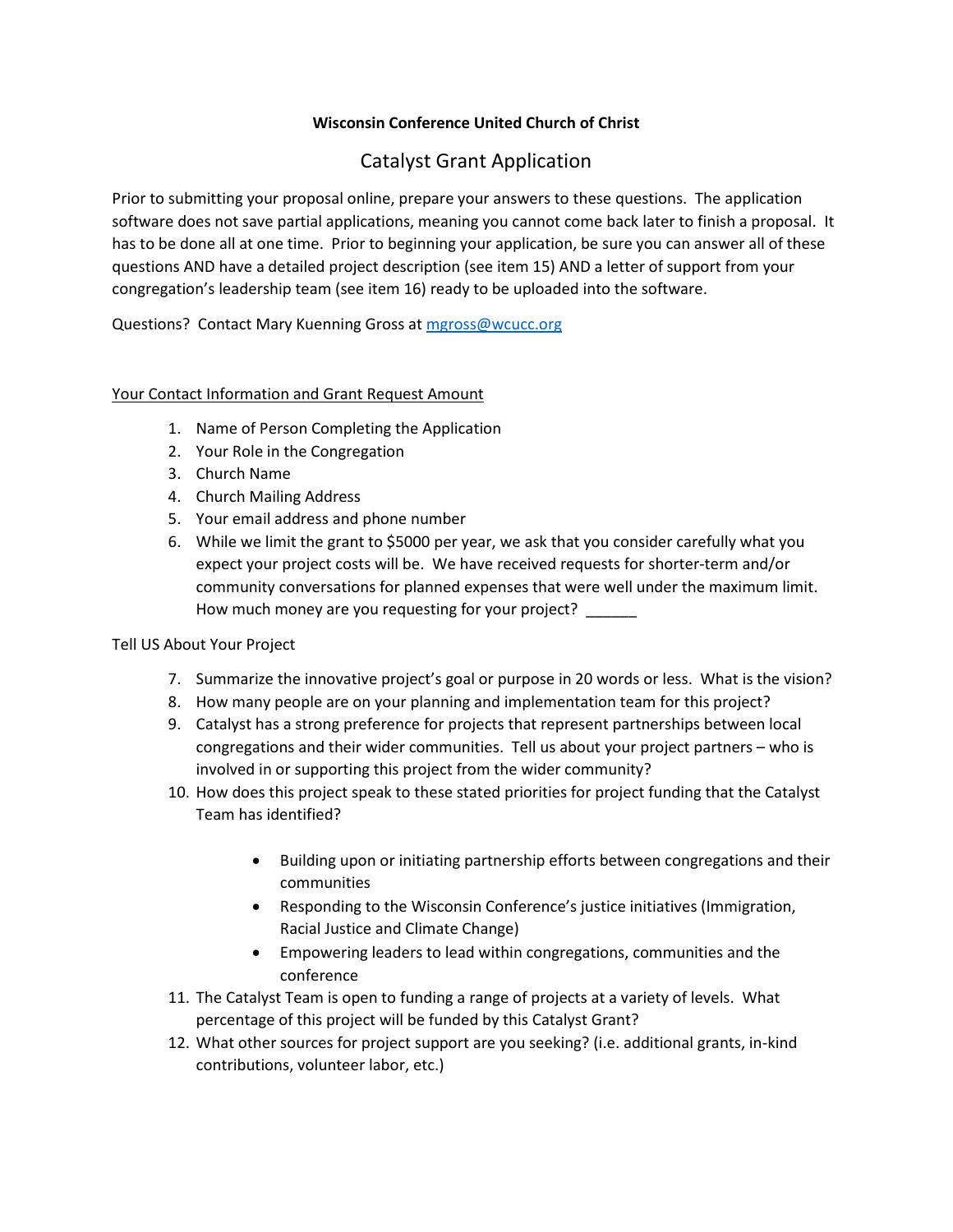**Wisconsin Conference United Church of Christ**

# Catalyst Grant Application

Prior to submitting your proposal online, prepare your answers to these questions. The application software does not save partial applications, meaning you cannot come back later to finish a proposal. It has to be done all at one time. Prior to beginning your application, be sure you can answer all of these questions AND have a detailed project description (see item 15) AND a letter of support from your congregation's leadership team (see item 16) ready to be uploaded into the software.

Questions? Contact Mary Kuenning Gross at mgross@wcucc.org

## Your Contact Information and Grant Request Amount

1. Name of Person Completing the Application
2. Your Role in the Congregation
3. Church Name
4. Church Mailing Address
5. Your email address and phone number
6. While we limit the grant to $5000 per year, we ask that you consider carefully what you expect your project costs will be. We have received requests for shorter-term and/or community conversations for planned expenses that were well under the maximum limit. How much money are you requesting for your project? ______

## Tell US About Your Project

7. Summarize the innovative project's goal or purpose in 20 words or less. What is the vision?
8. How many people are on your planning and implementation team for this project?
9. Catalyst has a strong preference for projects that represent partnerships between local congregations and their wider communities. Tell us about your project partners – who is involved in or supporting this project from the wider community?
10. How does this project speak to these stated priorities for project funding that the Catalyst Team has identified?
    - Building upon or initiating partnership efforts between congregations and their communities
    - Responding to the Wisconsin Conference's justice initiatives (Immigration, Racial Justice and Climate Change)
    - Empowering leaders to lead within congregations, communities and the conference
11. The Catalyst Team is open to funding a range of projects at a variety of levels. What percentage of this project will be funded by this Catalyst Grant?
12. What other sources for project support are you seeking? (i.e. additional grants, in-kind contributions, volunteer labor, etc.)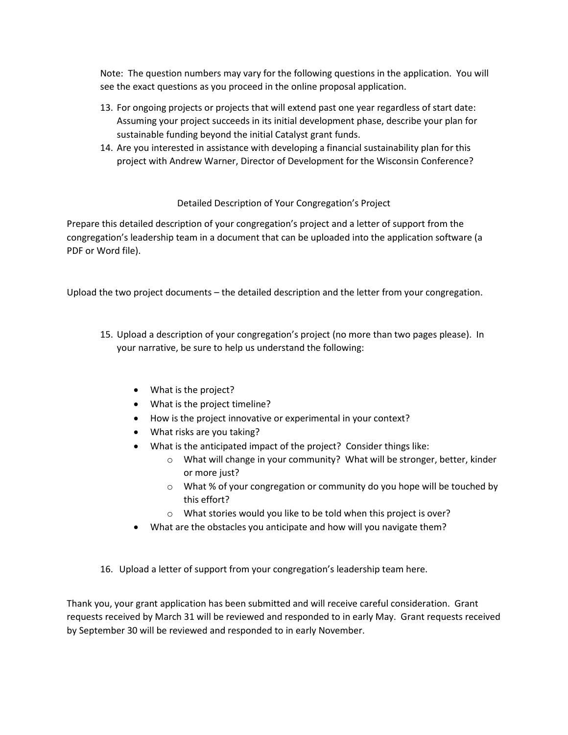Note: The question numbers may vary for the following questions in the application. You will see the exact questions as you proceed in the online proposal application.

13. For ongoing projects or projects that will extend past one year regardless of start date: Assuming your project succeeds in its initial development phase, describe your plan for sustainable funding beyond the initial Catalyst grant funds.
14. Are you interested in assistance with developing a financial sustainability plan for this project with Andrew Warner, Director of Development for the Wisconsin Conference?

## Detailed Description of Your Congregation's Project

Prepare this detailed description of your congregation's project and a letter of support from the congregation's leadership team in a document that can be uploaded into the application software (a PDF or Word file).

Upload the two project documents – the detailed description and the letter from your congregation.

15. Upload a description of your congregation's project (no more than two pages please). In your narrative, be sure to help us understand the following:

    - What is the project?
    - What is the project timeline?
    - How is the project innovative or experimental in your context?
    - What risks are you taking?
    - What is the anticipated impact of the project? Consider things like:
        - What will change in your community? What will be stronger, better, kinder or more just?
        - What % of your congregation or community do you hope will be touched by this effort?
        - What stories would you like to be told when this project is over?
    - What are the obstacles you anticipate and how will you navigate them?

16. Upload a letter of support from your congregation's leadership team here.

Thank you, your grant application has been submitted and will receive careful consideration. Grant requests received by March 31 will be reviewed and responded to in early May. Grant requests received by September 30 will be reviewed and responded to in early November.